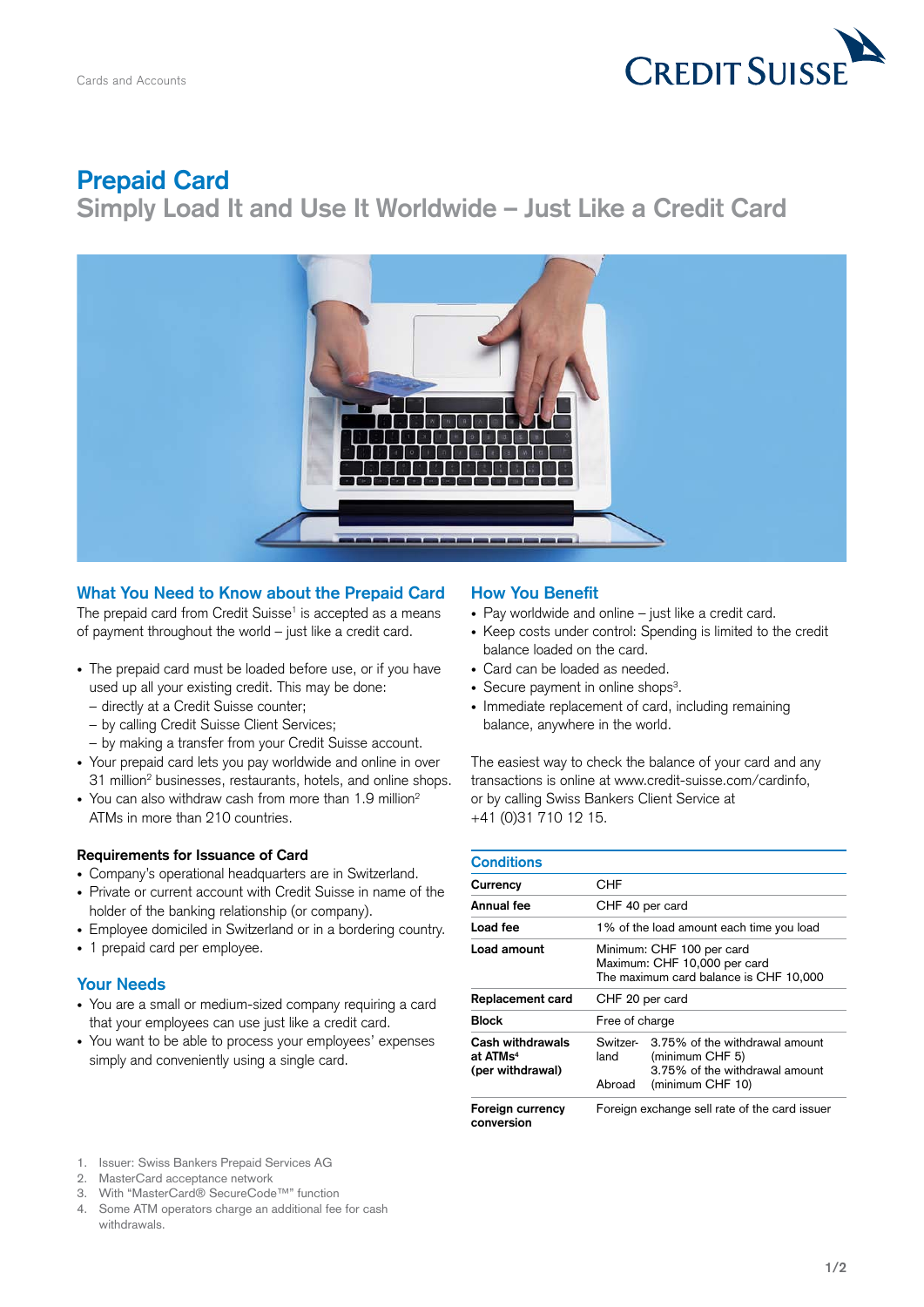Cards and Accounts

# Prepaid Card

## Simply Load It and Use It Worldwide – Just Like a Credit Card

### What You Need to Know about the Prepaid Card

The prepaid card from Credit Suisse[1] is accepted as a means of payment throughout the world – just like a credit card.

- The prepaid card must be loaded before use, or if you have used up all your existing credit. This may be done:
  - directly at a Credit Suisse counter;
  - by calling Credit Suisse Client Services;
  - by making a transfer from your Credit Suisse account.
- Your prepaid card lets you pay worldwide and online in over 31 million[2] businesses, restaurants, hotels, and online shops.
- You can also withdraw cash from more than 1.9 million[2] ATMs in more than 210 countries.

#### Requirements for Issuance of Card

- Company's operational headquarters are in Switzerland.
- Private or current account with Credit Suisse in name of the holder of the banking relationship (or company).
- Employee domiciled in Switzerland or in a bordering country.
- 1 prepaid card per employee.

### Your Needs

- You are a small or medium-sized company requiring a card that your employees can use just like a credit card.
- You want to be able to process your employees' expenses simply and conveniently using a single card.

### How You Benefit

- Pay worldwide and online – just like a credit card.
- Keep costs under control: Spending is limited to the credit balance loaded on the card.
- Card can be loaded as needed.
- Secure payment in online shops[3].
- Immediate replacement of card, including remaining balance, anywhere in the world.

The easiest way to check the balance of your card and any transactions is online at www.credit-suisse.com/cardinfo, or by calling Swiss Bankers Client Service at +41 (0)31 710 12 15.

### Conditions

| | | |
|---|---|---|
| **Currency** | CHF | |
| **Annual fee** | CHF 40 per card | |
| **Load fee** | 1% of the load amount each time you load | |
| **Load amount** | Minimum: CHF 100 per card<br>Maximum: CHF 10,000 per card<br>The maximum card balance is CHF 10,000 | |
| **Replacement card** | CHF 20 per card | |
| **Block** | Free of charge | |
| **Cash withdrawals at ATMs[4] (per withdrawal)** | Switzerland | 3.75% of the withdrawal amount (minimum CHF 5) |
| | Abroad | 3.75% of the withdrawal amount (minimum CHF 10) |
| **Foreign currency conversion** | Foreign exchange sell rate of the card issuer | |

1. Issuer: Swiss Bankers Prepaid Services AG
2. MasterCard acceptance network
3. With "MasterCard® SecureCode™" function
4. Some ATM operators charge an additional fee for cash withdrawals.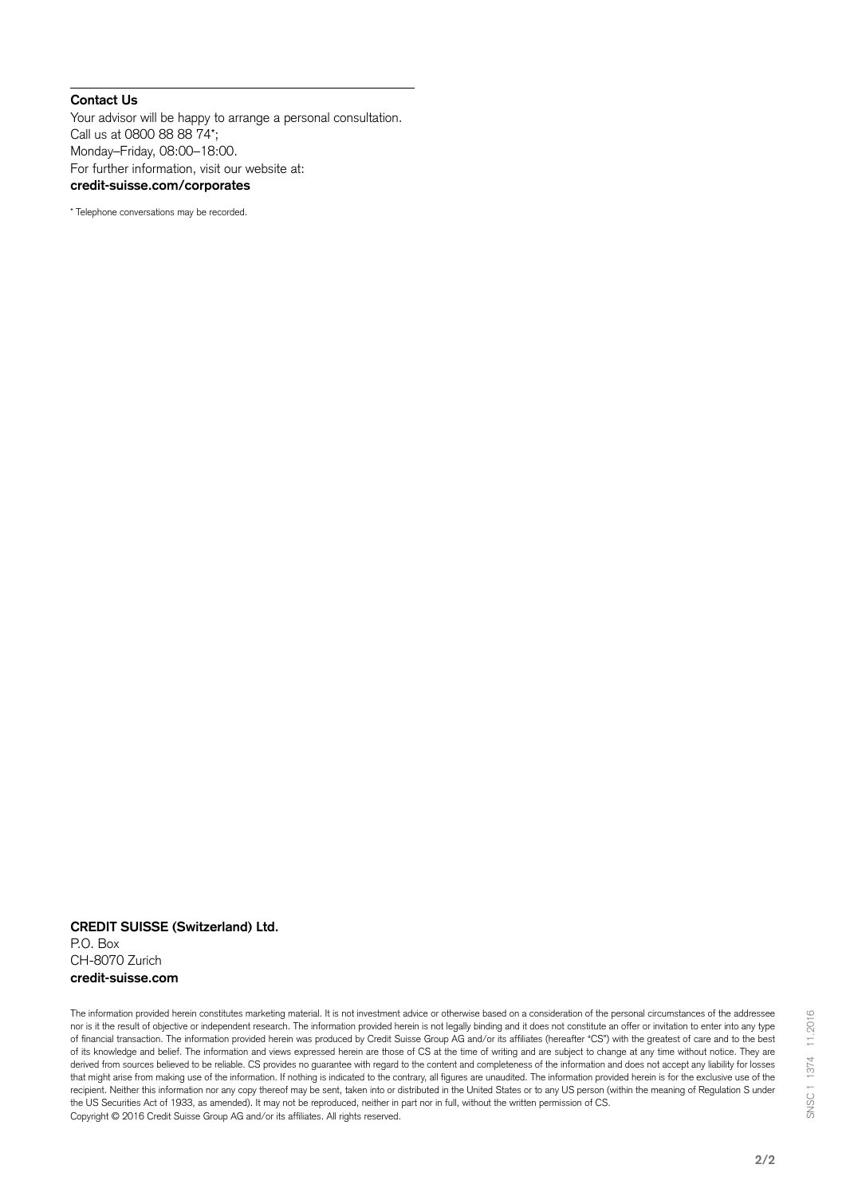**Contact Us**

Your advisor will be happy to arrange a personal consultation.
Call us at 0800 88 88 74*;
Monday–Friday, 08:00–18:00.
For further information, visit our website at:
**credit-suisse.com/corporates**

* Telephone conversations may be recorded.

**CREDIT SUISSE (Switzerland) Ltd.**
P.O. Box
CH-8070 Zurich
**credit-suisse.com**

The information provided herein constitutes marketing material. It is not investment advice or otherwise based on a consideration of the personal circumstances of the addressee nor is it the result of objective or independent research. The information provided herein is not legally binding and it does not constitute an offer or invitation to enter into any type of financial transaction. The information provided herein was produced by Credit Suisse Group AG and/or its affiliates (hereafter "CS") with the greatest of care and to the best of its knowledge and belief. The information and views expressed herein are those of CS at the time of writing and are subject to change at any time without notice. They are derived from sources believed to be reliable. CS provides no guarantee with regard to the content and completeness of the information and does not accept any liability for losses that might arise from making use of the information. If nothing is indicated to the contrary, all figures are unaudited. The information provided herein is for the exclusive use of the recipient. Neither this information nor any copy thereof may be sent, taken into or distributed in the United States or to any US person (within the meaning of Regulation S under the US Securities Act of 1933, as amended). It may not be reproduced, neither in part nor in full, without the written permission of CS.
Copyright © 2016 Credit Suisse Group AG and/or its affiliates. All rights reserved.

SNSC 1 1374 11.2016